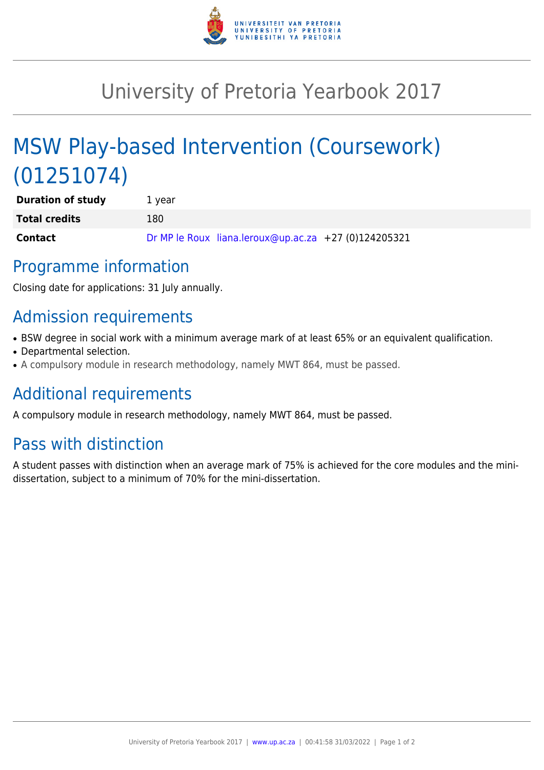# University of Pretoria Yearbook 2017

# MSW Play-based Intervention (Coursework) (01251074)

| | |
|---|---|
| **Duration of study** | 1 year |
| **Total credits** | 180 |
| **Contact** | Dr MP le Roux liana.leroux@up.ac.za +27 (0)124205321 |

## Programme information

Closing date for applications: 31 July annually.

## Admission requirements

- BSW degree in social work with a minimum average mark of at least 65% or an equivalent qualification.
- Departmental selection.
- A compulsory module in research methodology, namely MWT 864, must be passed.

## Additional requirements

A compulsory module in research methodology, namely MWT 864, must be passed.

## Pass with distinction

A student passes with distinction when an average mark of 75% is achieved for the core modules and the mini-dissertation, subject to a minimum of 70% for the mini-dissertation.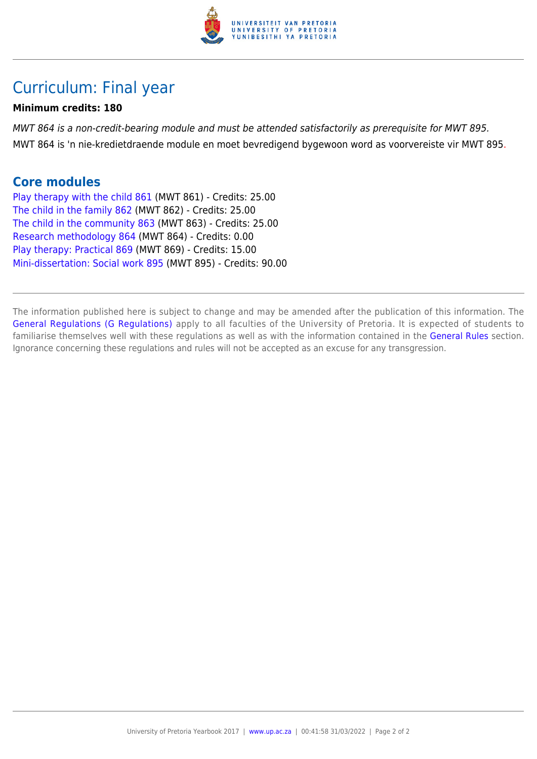## Curriculum: Final year

**Minimum credits: 180**

*MWT 864 is a non-credit-bearing module and must be attended satisfactorily as prerequisite for MWT 895.*

MWT 864 is 'n nie-kredietdraende module en moet bevredigend bygewoon word as voorvereiste vir MWT 895.

### Core modules

Play therapy with the child 861 (MWT 861) - Credits: 25.00
The child in the family 862 (MWT 862) - Credits: 25.00
The child in the community 863 (MWT 863) - Credits: 25.00
Research methodology 864 (MWT 864) - Credits: 0.00
Play therapy: Practical 869 (MWT 869) - Credits: 15.00
Mini-dissertation: Social work 895 (MWT 895) - Credits: 90.00

The information published here is subject to change and may be amended after the publication of this information. The General Regulations (G Regulations) apply to all faculties of the University of Pretoria. It is expected of students to familiarise themselves well with these regulations as well as with the information contained in the General Rules section. Ignorance concerning these regulations and rules will not be accepted as an excuse for any transgression.